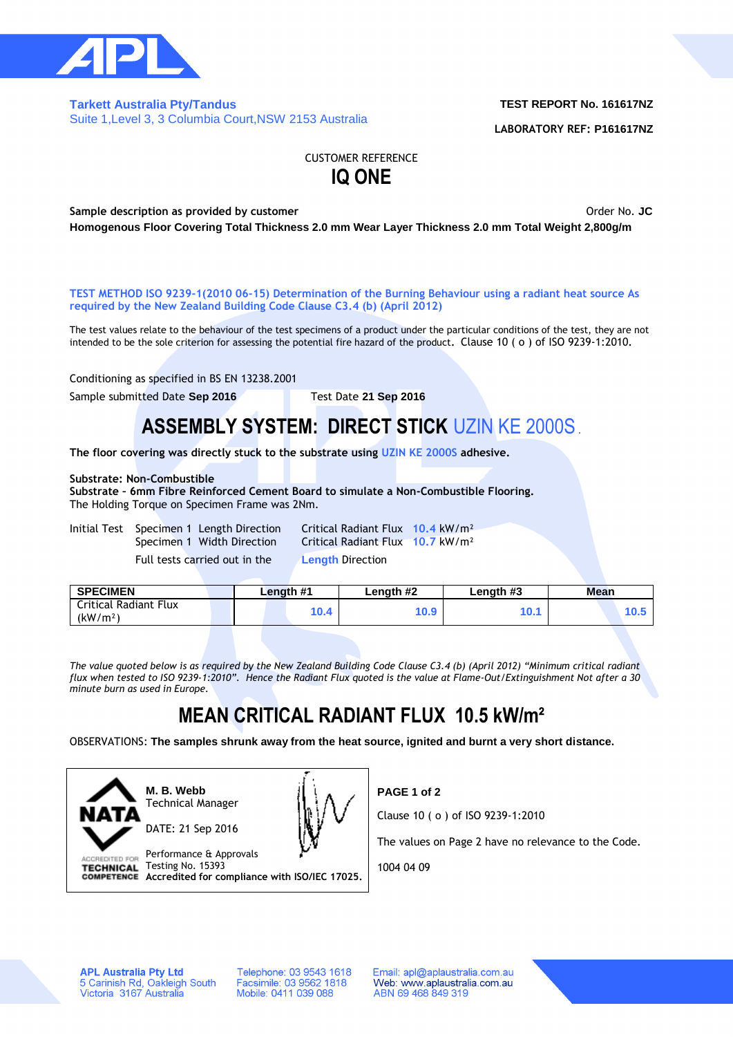**Tarkett Australia Pty/Tandus**
Suite 1,Level 3, 3 Columbia Court,NSW 2153 Australia

**TEST REPORT No. 161617NZ**

**LABORATORY REF: P161617NZ**

CUSTOMER REFERENCE

# IQ ONE

**Sample description as provided by customer** Order No. **JC**

**Homogenous Floor Covering Total Thickness 2.0 mm Wear Layer Thickness 2.0 mm Total Weight 2,800g/m**

**TEST METHOD ISO 9239-1(2010 06-15) Determination of the Burning Behaviour using a radiant heat source As required by the New Zealand Building Code Clause C3.4 (b) (April 2012)**

The test values relate to the behaviour of the test specimens of a product under the particular conditions of the test, they are not intended to be the sole criterion for assessing the potential fire hazard of the product. Clause 10 ( o ) of ISO 9239-1:2010.

Conditioning as specified in BS EN 13238.2001

Sample submitted Date **Sep 2016** Test Date **21 Sep 2016**

## ASSEMBLY SYSTEM: DIRECT STICK UZIN KE 2000S .

**The floor covering was directly stuck to the substrate using UZIN KE 2000S adhesive.**

**Substrate: Non-Combustible**
**Substrate - 6mm Fibre Reinforced Cement Board to simulate a Non-Combustible Flooring.**
The Holding Torque on Specimen Frame was 2Nm.

Initial Test Specimen 1 Length Direction Critical Radiant Flux **10.4** kW/m²
Specimen 1 Width Direction Critical Radiant Flux **10.7** kW/m²
Full tests carried out in the **Length** Direction

| SPECIMEN | Length #1 | Length #2 | Length #3 | Mean |
|---|---|---|---|---|
| Critical Radiant Flux (kW/m²) | 10.4 | 10.9 | 10.1 | 10.5 |

*The value quoted below is as required by the New Zealand Building Code Clause C3.4 (b) (April 2012) "Minimum critical radiant flux when tested to ISO 9239-1:2010". Hence the Radiant Flux quoted is the value at Flame-Out/Extinguishment Not after a 30 minute burn as used in Europe.*

## MEAN CRITICAL RADIANT FLUX 10.5 kW/m²

OBSERVATIONS: **The samples shrunk away from the heat source, ignited and burnt a very short distance.**

NATA ACCREDITED FOR TECHNICAL COMPETENCE

**M. B. Webb**
Technical Manager

DATE: 21 Sep 2016

Performance & Approvals
Testing No. 15393
**Accredited for compliance with ISO/IEC 17025.**

**PAGE 1 of 2**

Clause 10 ( o ) of ISO 9239-1:2010

The values on Page 2 have no relevance to the Code.

1004 04 09

**APL Australia Pty Ltd**
5 Carinish Rd, Oakleigh South
Victoria 3167 Australia

Telephone: 03 9543 1618
Facsimile: 03 9562 1818
Mobile: 0411 039 088

Email: apl@aplaustralia.com.au
Web: www.aplaustralia.com.au
ABN 69 468 849 319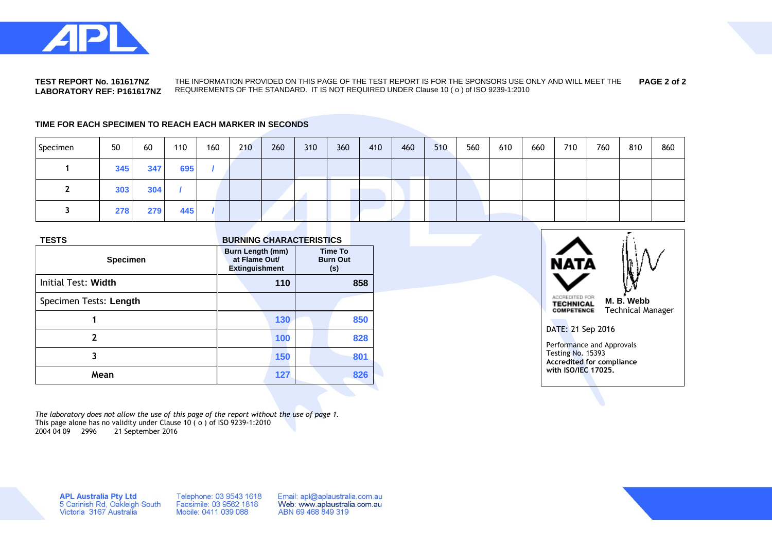**TEST REPORT No. 161617NZ**
**LABORATORY REF: P161617NZ**

THE INFORMATION PROVIDED ON THIS PAGE OF THE TEST REPORT IS FOR THE SPONSORS USE ONLY AND WILL MEET THE REQUIREMENTS OF THE STANDARD. IT IS NOT REQUIRED UNDER Clause 10 ( o ) of ISO 9239-1:2010

## TIME FOR EACH SPECIMEN TO REACH EACH MARKER IN SECONDS

| Specimen | 50 | 60 | 110 | 160 | 210 | 260 | 310 | 360 | 410 | 460 | 510 | 560 | 610 | 660 | 710 | 760 | 810 | 860 |
|---|---|---|---|---|---|---|---|---|---|---|---|---|---|---|---|---|---|---|
| 1 | 345 | 347 | 695 | / | | | | | | | | | | | | | | |
| 2 | 303 | 304 | / | | | | | | | | | | | | | | | |
| 3 | 278 | 279 | 445 | / | | | | | | | | | | | | | | |

**TESTS** — **BURNING CHARACTERISTICS**

| Specimen | Burn Length (mm) at Flame Out/ Extinguishment | Time To Burn Out (s) |
|---|---|---|
| Initial Test: **Width** | 110 | 858 |
| Specimen Tests: **Length** | | |
| 1 | 130 | 850 |
| 2 | 100 | 828 |
| 3 | 150 | 801 |
| Mean | 127 | 826 |

NATA ACCREDITED FOR TECHNICAL COMPETENCE

**M. B. Webb**
Technical Manager

DATE: 21 Sep 2016

Performance and Approvals Testing No. 15393
**Accredited for compliance with ISO/IEC 17025.**

*The laboratory does not allow the use of this page of the report without the use of page 1.*
This page alone has no validity under Clause 10 ( o ) of ISO 9239-1:2010
2004 04 09 2996 21 September 2016

**APL Australia Pty Ltd**
5 Carinish Rd, Oakleigh South
Victoria 3167 Australia

Telephone: 03 9543 1618
Facsimile: 03 9562 1818
Mobile: 0411 039 088

Email: apl@aplaustralia.com.au
Web: www.aplaustralia.com.au
ABN 69 468 849 319